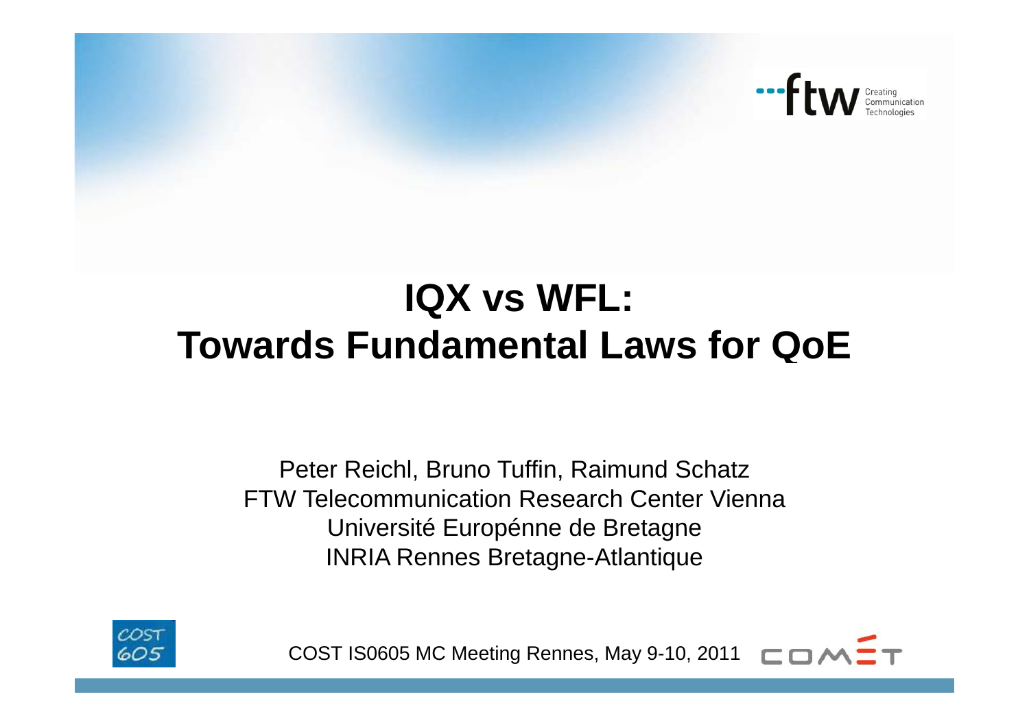# IQX vs WFL: Towards Fundamental Laws for QoE

Peter Reichl, Bruno Tuffin, Raimund Schatz
FTW Telecommunication Research Center Vienna
Université Européenne de Bretagne
INRIA Rennes Bretagne-Atlantique

COST IS0605 MC Meeting Rennes, May 9-10, 2011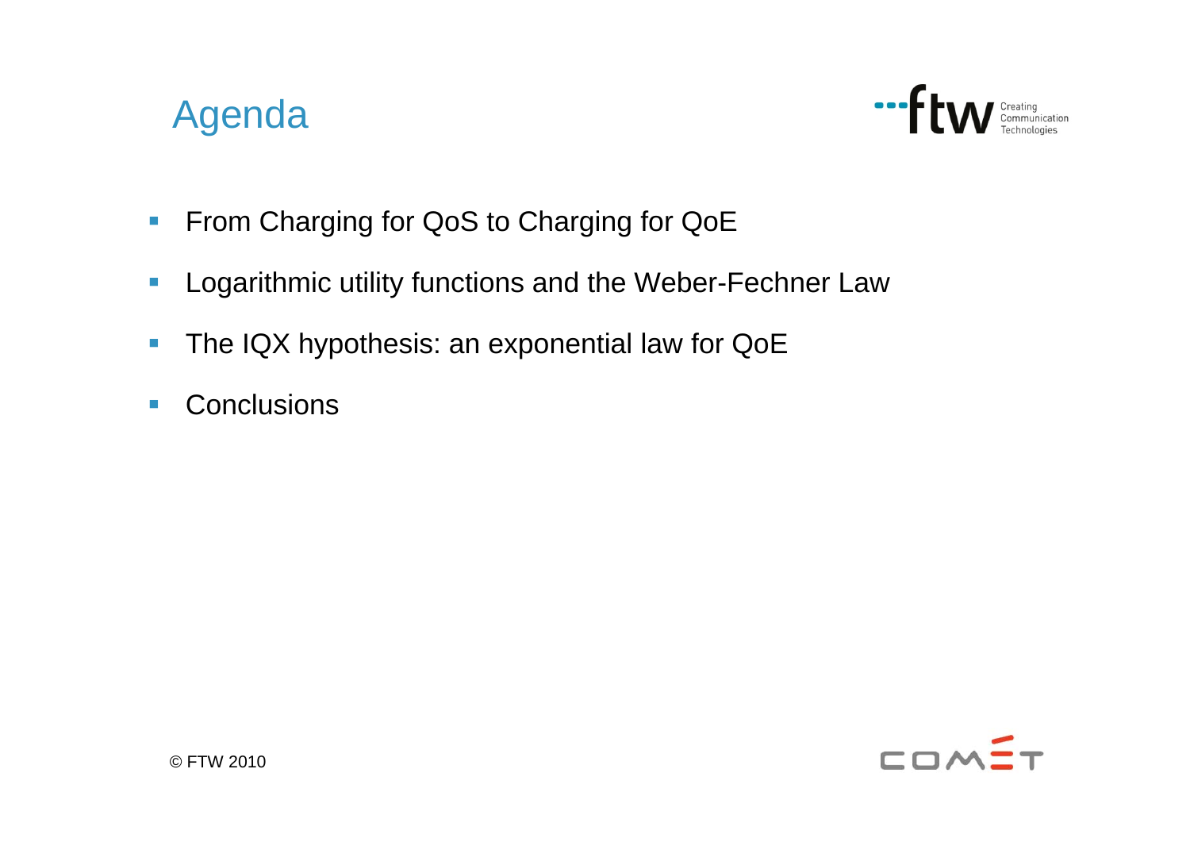# Agenda

- From Charging for QoS to Charging for QoE
- Logarithmic utility functions and the Weber-Fechner Law
- The IQX hypothesis: an exponential law for QoE
- Conclusions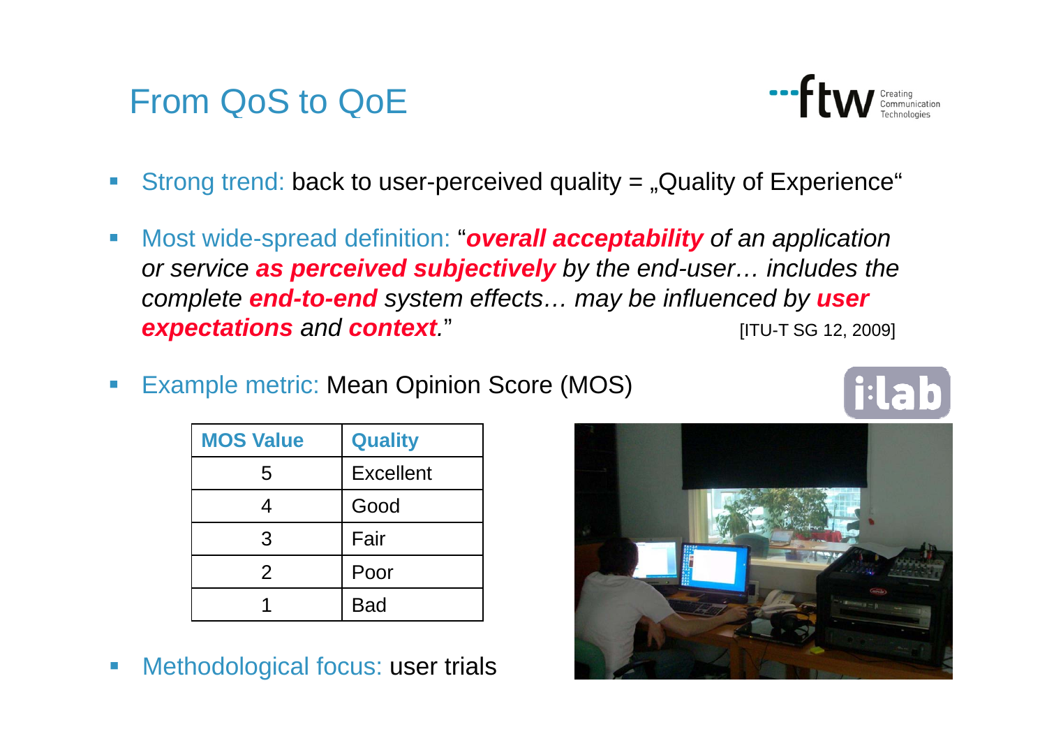# From QoS to QoE

- Strong trend: back to user-perceived quality = „Quality of Experience“
- Most wide-spread definition: “***overall acceptability*** *of an application or service* ***as perceived subjectively*** *by the end-user… includes the complete* ***end-to-end*** *system effects… may be influenced by* ***user expectations*** *and* ***context****.*” [ITU-T SG 12, 2009]
- Example metric: Mean Opinion Score (MOS)

| MOS Value | Quality |
|---|---|
| 5 | Excellent |
| 4 | Good |
| 3 | Fair |
| 2 | Poor |
| 1 | Bad |

- Methodological focus: user trials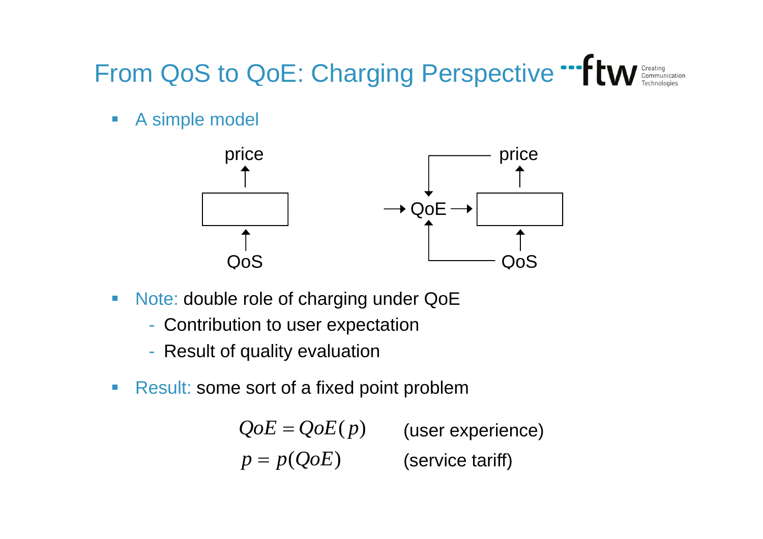# From QoS to QoE: Charging Perspective

- A simple model

- Note: double role of charging under QoE
  - Contribution to user expectation
  - Result of quality evaluation

- Result: some sort of a fixed point problem

$$QoE = QoE(p) \qquad \text{(user experience)}$$

$$p = p(QoE) \qquad \text{(service tariff)}$$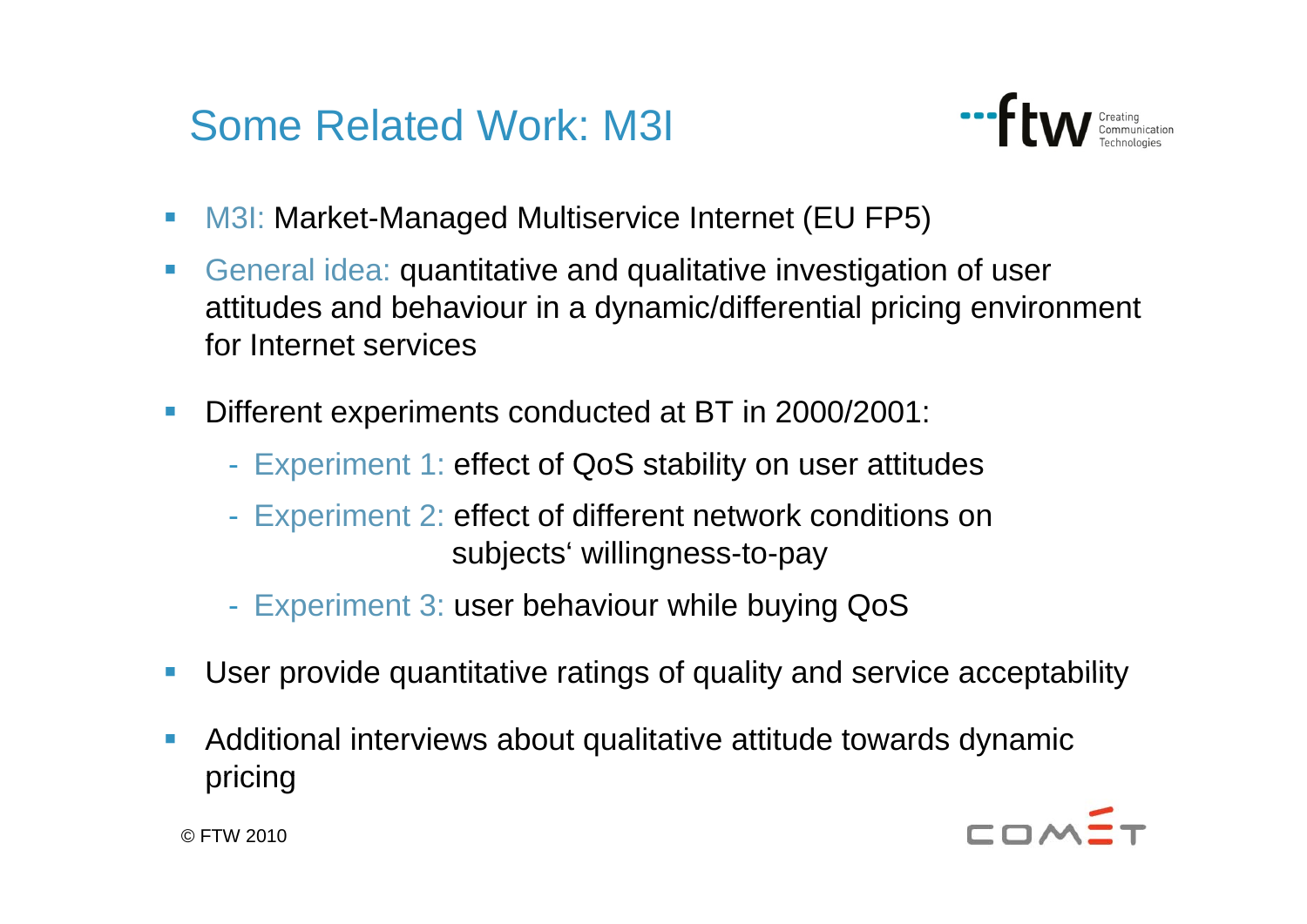# Some Related Work: M3I

- M3I: Market-Managed Multiservice Internet (EU FP5)
- General idea: quantitative and qualitative investigation of user attitudes and behaviour in a dynamic/differential pricing environment for Internet services
- Different experiments conducted at BT in 2000/2001:
  - Experiment 1: effect of QoS stability on user attitudes
  - Experiment 2: effect of different network conditions on subjects‘ willingness-to-pay
  - Experiment 3: user behaviour while buying QoS
- User provide quantitative ratings of quality and service acceptability
- Additional interviews about qualitative attitude towards dynamic pricing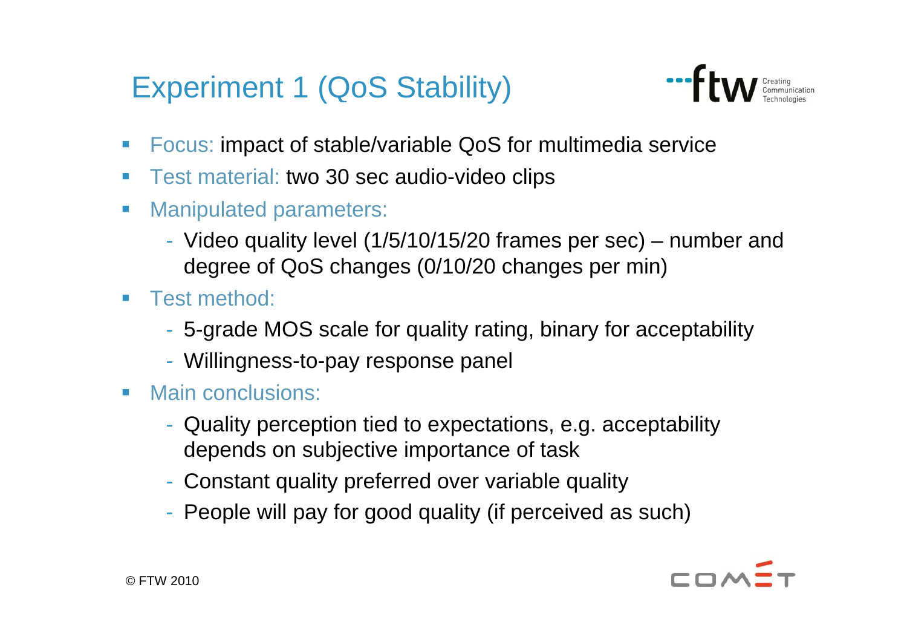# Experiment 1 (QoS Stability)

- Focus: impact of stable/variable QoS for multimedia service
- Test material: two 30 sec audio-video clips
- Manipulated parameters:
  - Video quality level (1/5/10/15/20 frames per sec) – number and degree of QoS changes (0/10/20 changes per min)
- Test method:
  - 5-grade MOS scale for quality rating, binary for acceptability
  - Willingness-to-pay response panel
- Main conclusions:
  - Quality perception tied to expectations, e.g. acceptability depends on subjective importance of task
  - Constant quality preferred over variable quality
  - People will pay for good quality (if perceived as such)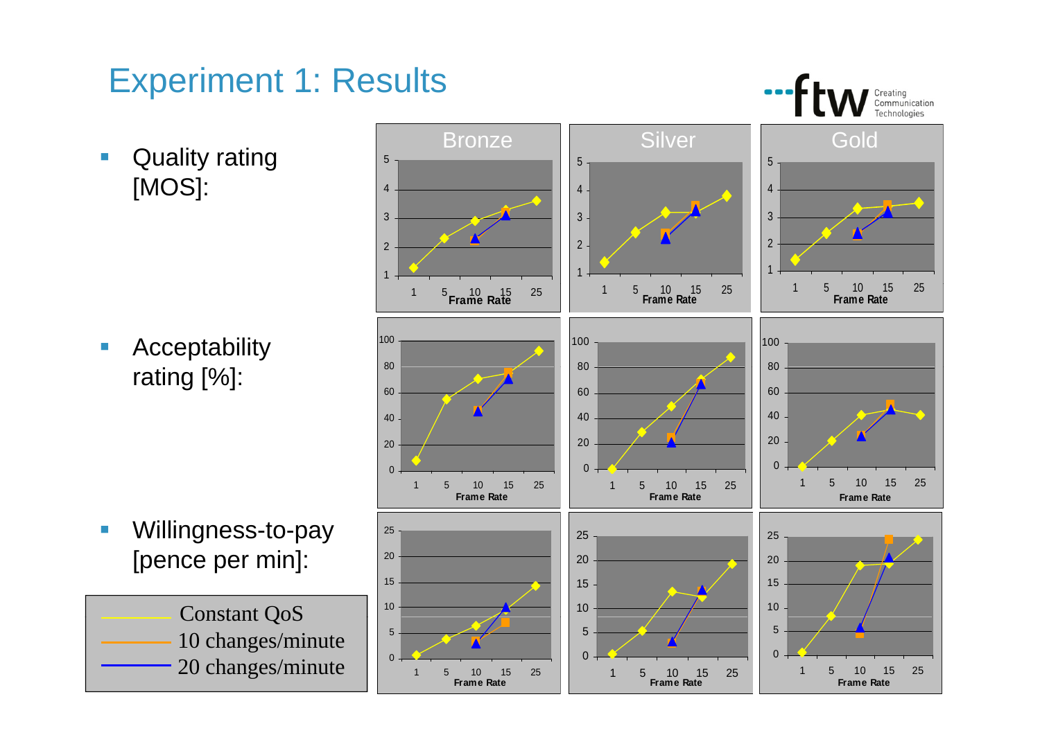# Experiment 1: Results

- Quality rating [MOS]:
- Acceptability rating [%]:
- Willingness-to-pay [pence per min]:

Constant QoS
10 changes/minute
20 changes/minute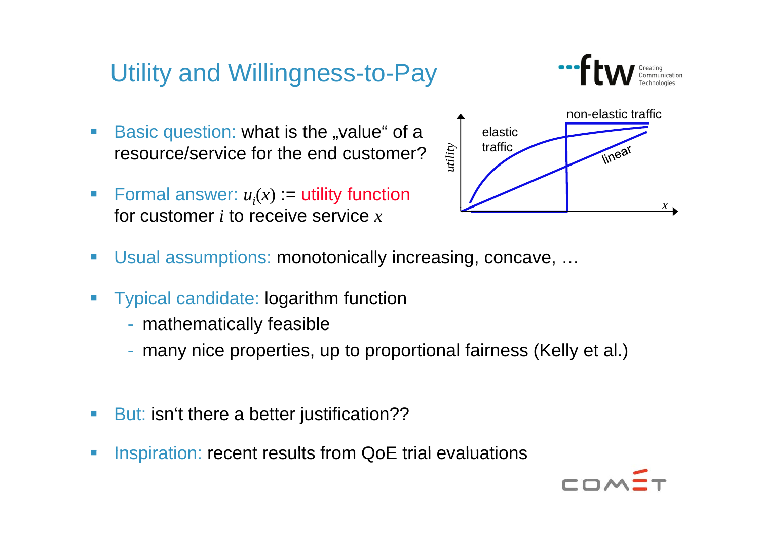# Utility and Willingness-to-Pay

- Basic question: what is the „value“ of a resource/service for the end customer?
- Formal answer: $u_i(x)$ := utility function for customer $i$ to receive service $x$
- Usual assumptions: monotonically increasing, concave, …
- Typical candidate: logarithm function
  - mathematically feasible
  - many nice properties, up to proportional fairness (Kelly et al.)
- But: isn‘t there a better justification??
- Inspiration: recent results from QoE trial evaluations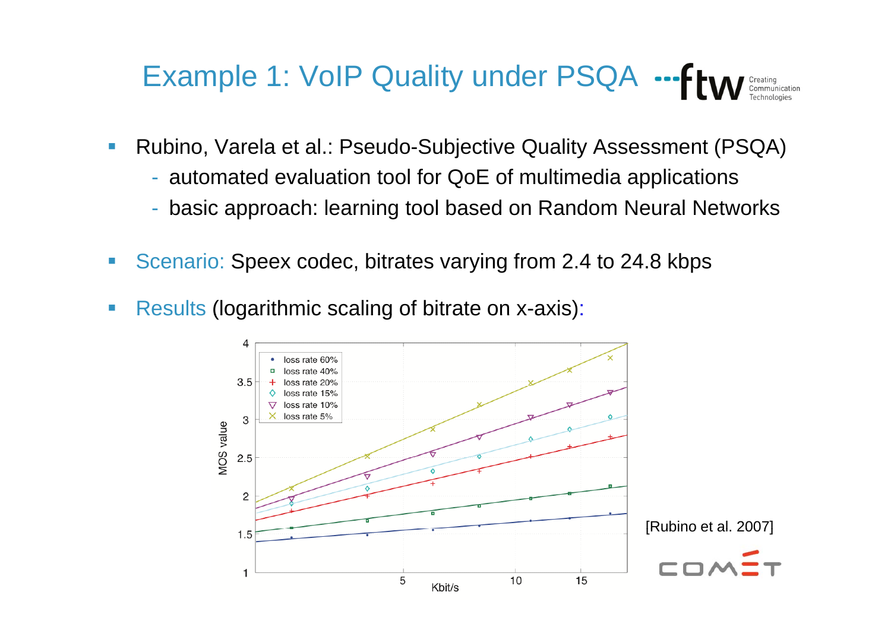# Example 1: VoIP Quality under PSQA

- Rubino, Varela et al.: Pseudo-Subjective Quality Assessment (PSQA)
  - automated evaluation tool for QoE of multimedia applications
  - basic approach: learning tool based on Random Neural Networks
- Scenario: Speex codec, bitrates varying from 2.4 to 24.8 kbps
- Results (logarithmic scaling of bitrate on x-axis):

[Rubino et al. 2007]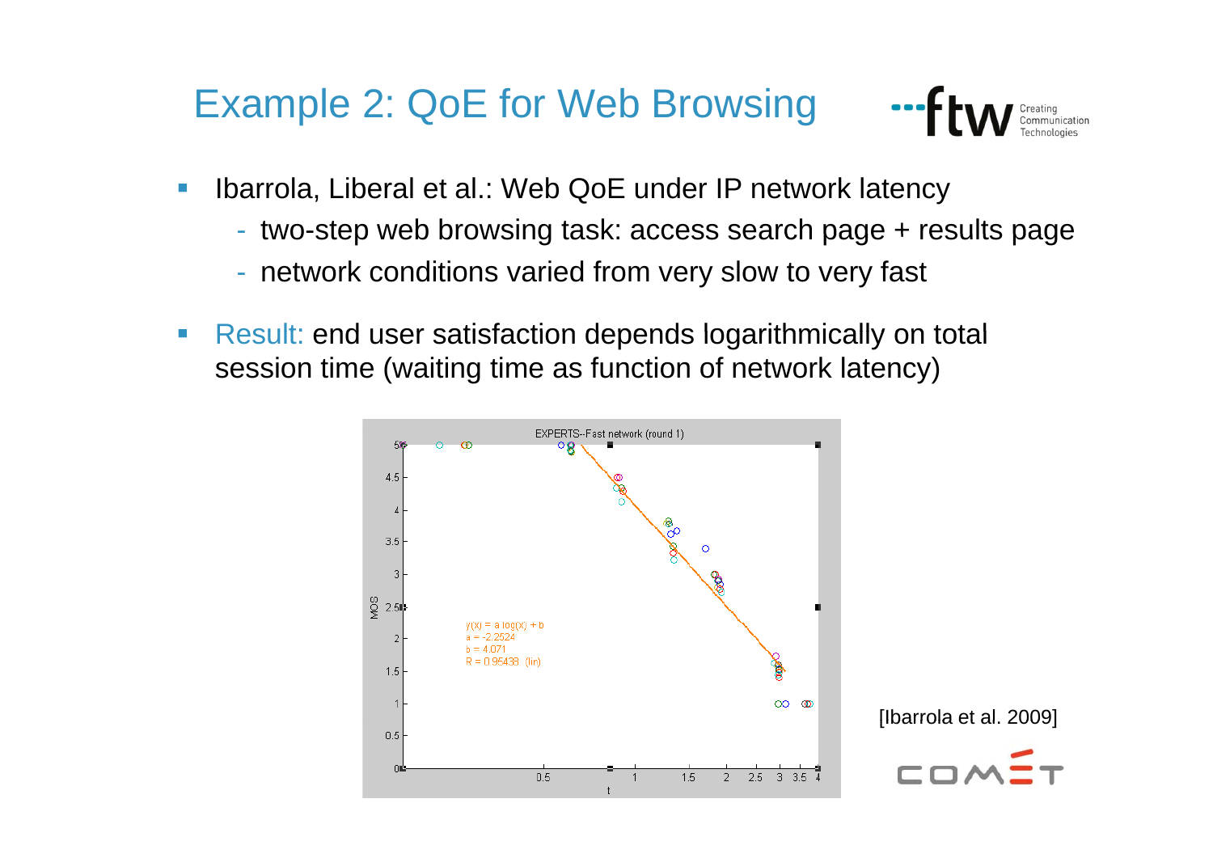# Example 2: QoE for Web Browsing

- Ibarrola, Liberal et al.: Web QoE under IP network latency
  - two-step web browsing task: access search page + results page
  - network conditions varied from very slow to very fast
- Result: end user satisfaction depends logarithmically on total session time (waiting time as function of network latency)

EXPERTS--Fast network (round 1)

$y(x) = a \log(x) + b$
$a = -2.2524$
$b = 4.071$
$R = 0.95438$ (lin)

[Ibarrola et al. 2009]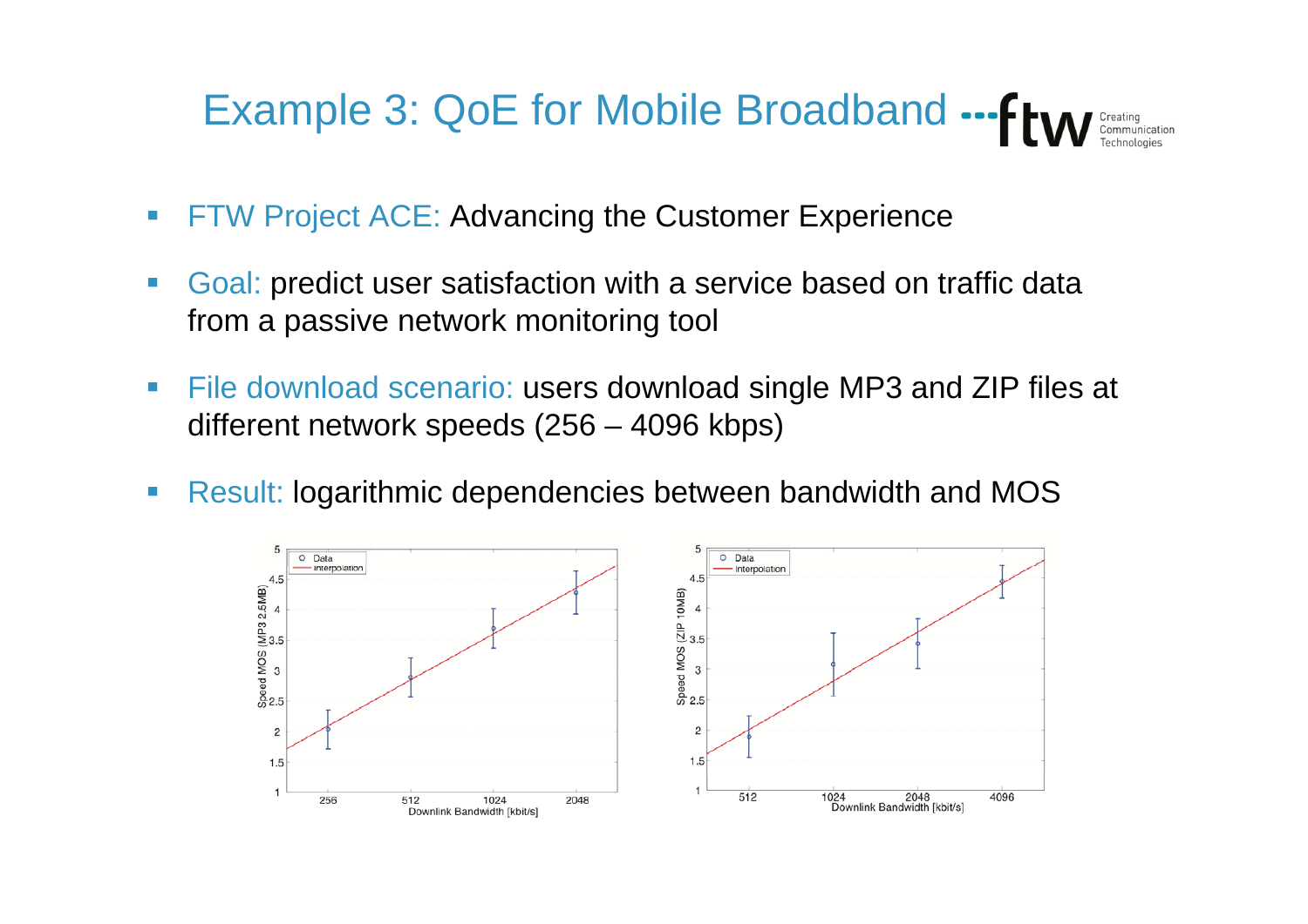# Example 3: QoE for Mobile Broadband

- FTW Project ACE: Advancing the Customer Experience
- Goal: predict user satisfaction with a service based on traffic data from a passive network monitoring tool
- File download scenario: users download single MP3 and ZIP files at different network speeds (256 – 4096 kbps)
- Result: logarithmic dependencies between bandwidth and MOS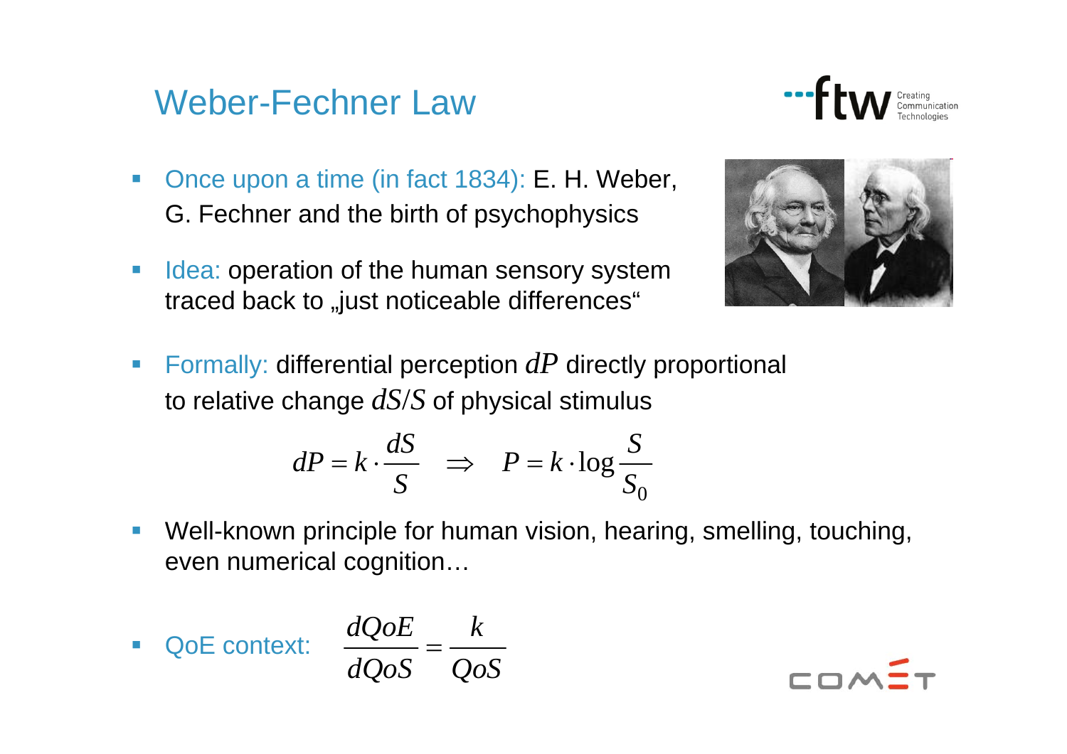# Weber-Fechner Law

- Once upon a time (in fact 1834): E. H. Weber, G. Fechner and the birth of psychophysics
- Idea: operation of the human sensory system traced back to „just noticeable differences"
- Formally: differential perception $dP$ directly proportional to relative change $dS/S$ of physical stimulus

$$dP = k \cdot \frac{dS}{S} \quad \Rightarrow \quad P = k \cdot \log \frac{S}{S_0}$$

- Well-known principle for human vision, hearing, smelling, touching, even numerical cognition…
- QoE context: $\frac{dQoE}{dQoS} = \frac{k}{QoS}$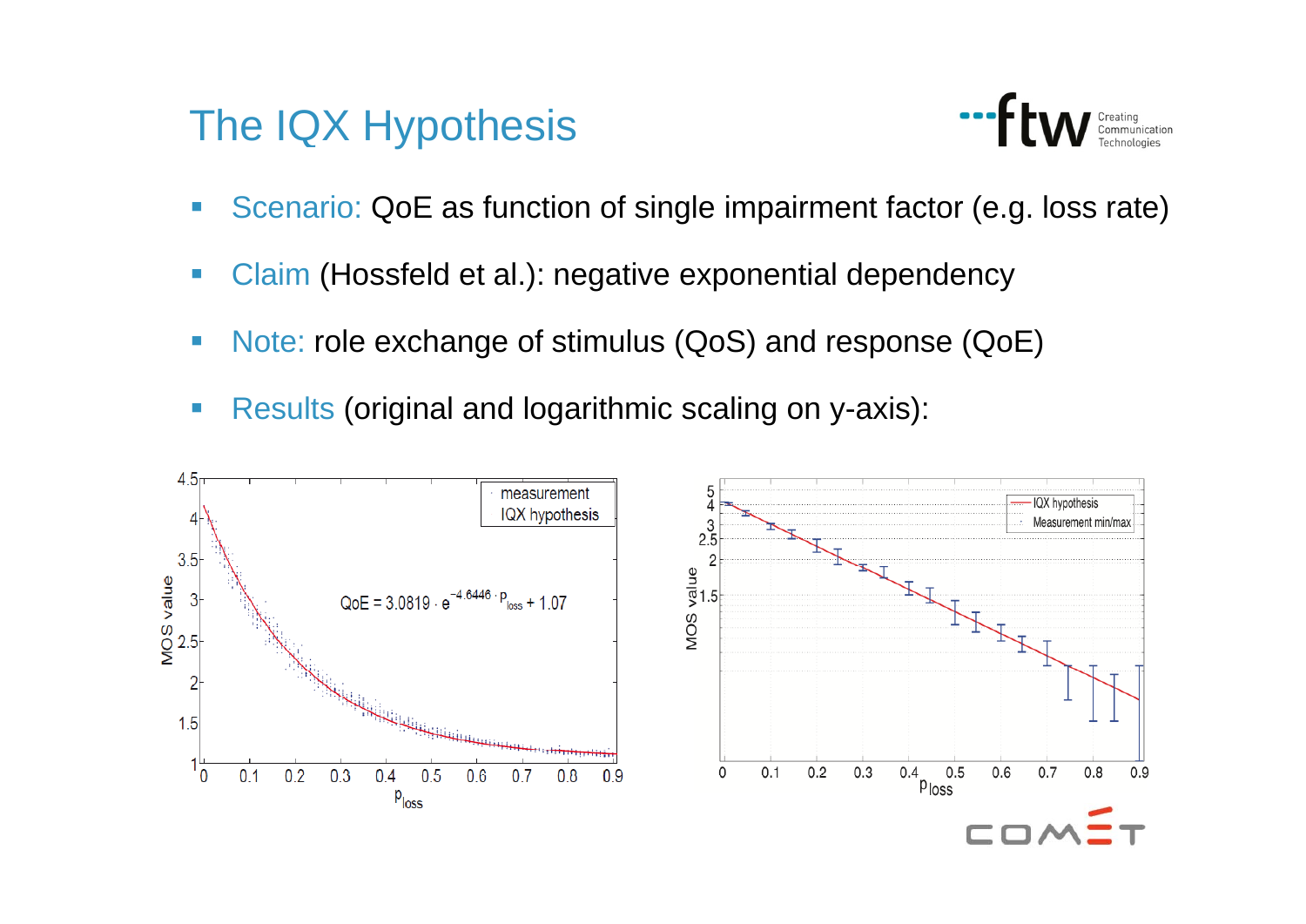# The IQX Hypothesis

- Scenario: QoE as function of single impairment factor (e.g. loss rate)
- Claim (Hossfeld et al.): negative exponential dependency
- Note: role exchange of stimulus (QoS) and response (QoE)
- Results (original and logarithmic scaling on y-axis):

$$QoE = 3.0819 \cdot e^{-4.6446 \cdot p_{loss}} + 1.07$$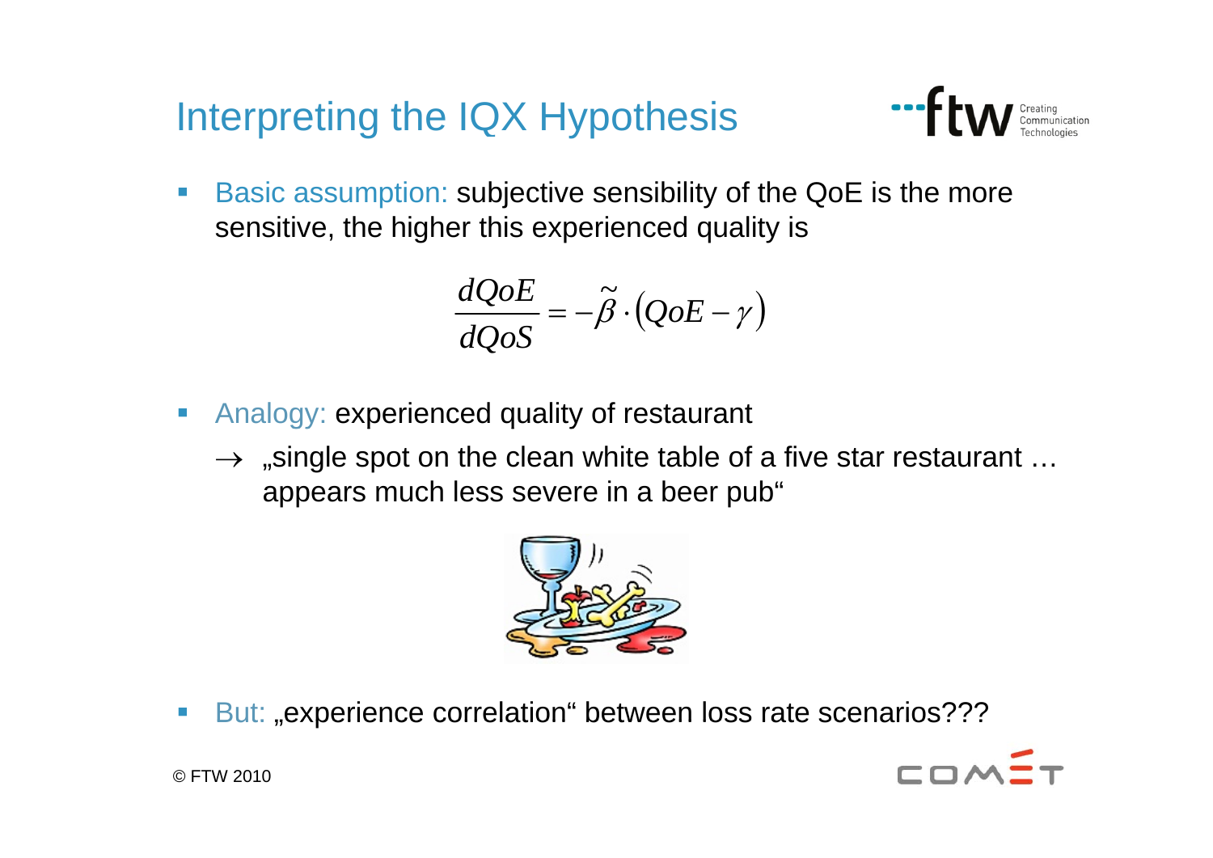# Interpreting the IQX Hypothesis

- Basic assumption: subjective sensibility of the QoE is the more sensitive, the higher this experienced quality is

$$\frac{dQoE}{dQoS} = -\tilde{\beta} \cdot (QoE - \gamma)$$

- Analogy: experienced quality of restaurant
  - $\rightarrow$ „single spot on the clean white table of a five star restaurant … appears much less severe in a beer pub“

- But: „experience correlation“ between loss rate scenarios???

© FTW 2010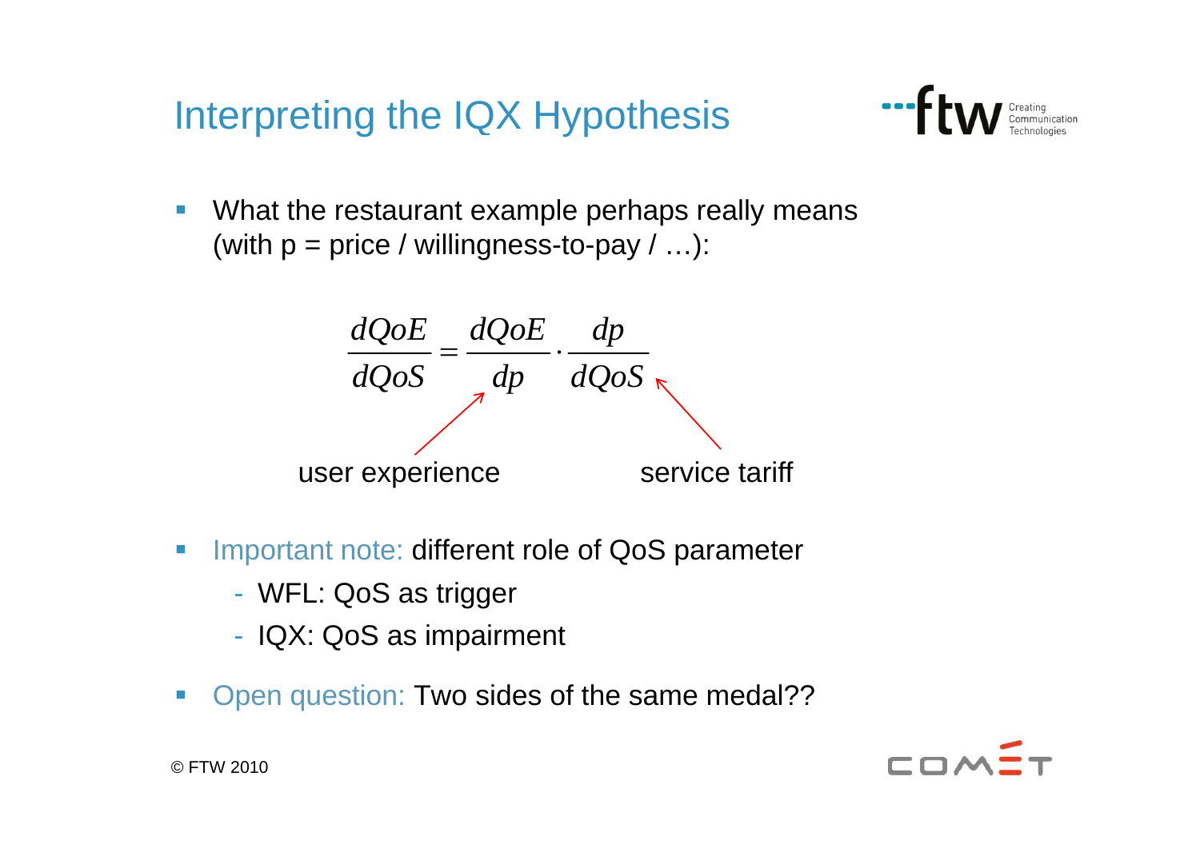# Interpreting the IQX Hypothesis

- What the restaurant example perhaps really means (with p = price / willingness-to-pay / …):

$$\frac{dQoE}{dQoS} = \frac{dQoE}{dp} \cdot \frac{dp}{dQoS}$$

user experience (→ $\frac{dQoE}{dp}$) service tariff (→ $\frac{dp}{dQoS}$)

- Important note: different role of QoS parameter
  - WFL: QoS as trigger
  - IQX: QoS as impairment
- Open question: Two sides of the same medal??

© FTW 2010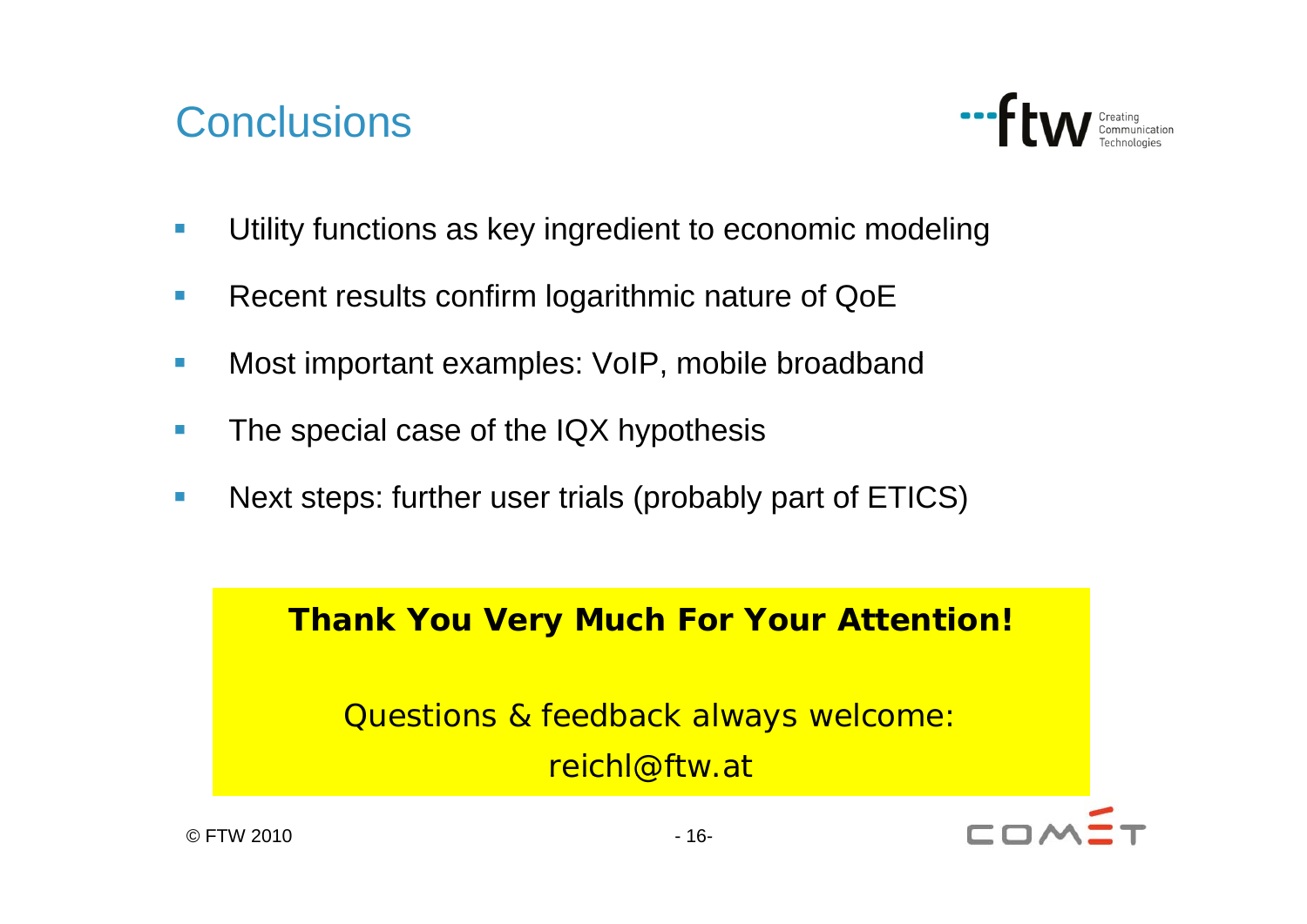# Conclusions

- Utility functions as key ingredient to economic modeling
- Recent results confirm logarithmic nature of QoE
- Most important examples: VoIP, mobile broadband
- The special case of the IQX hypothesis
- Next steps: further user trials (probably part of ETICS)

**Thank You Very Much For Your Attention!**

Questions & feedback always welcome:
reichl@ftw.at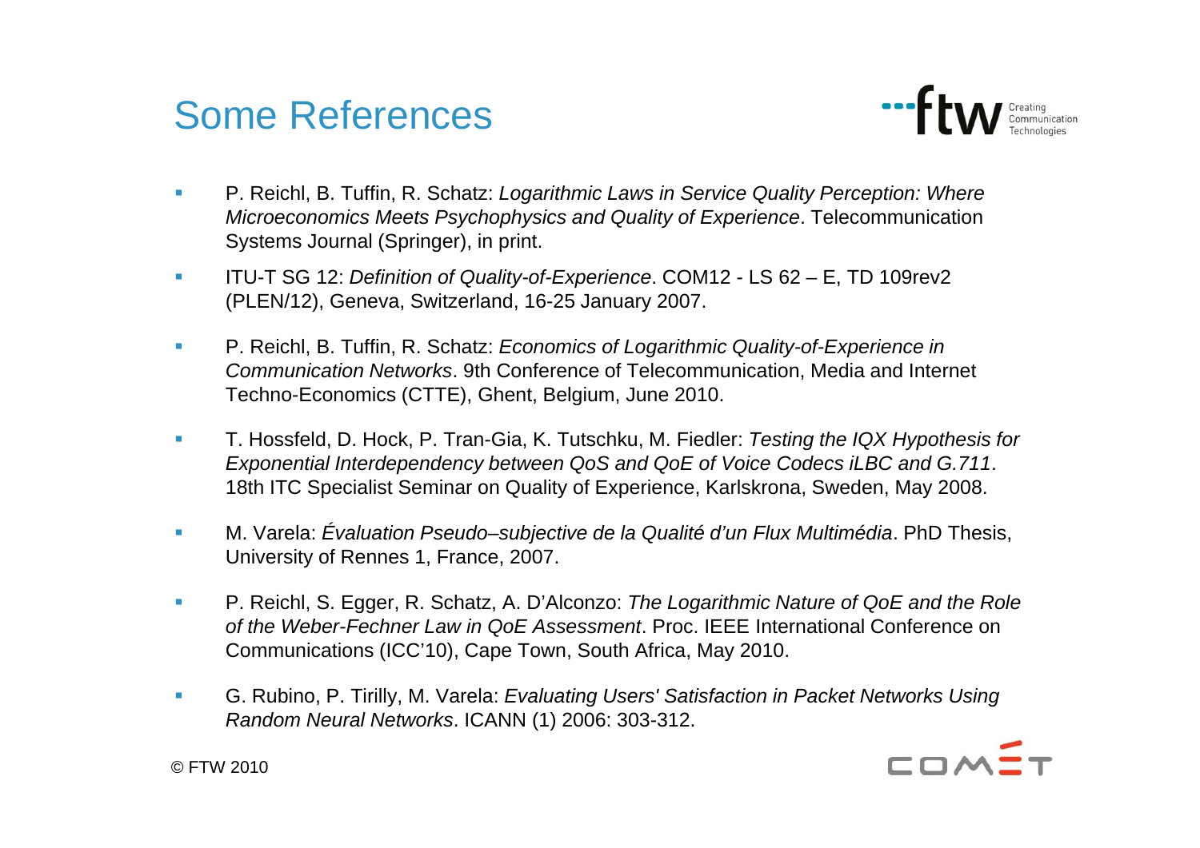# Some References

- P. Reichl, B. Tuffin, R. Schatz: *Logarithmic Laws in Service Quality Perception: Where Microeconomics Meets Psychophysics and Quality of Experience*. Telecommunication Systems Journal (Springer), in print.
- ITU-T SG 12: *Definition of Quality-of-Experience*. COM12 - LS 62 – E, TD 109rev2 (PLEN/12), Geneva, Switzerland, 16-25 January 2007.
- P. Reichl, B. Tuffin, R. Schatz: *Economics of Logarithmic Quality-of-Experience in Communication Networks*. 9th Conference of Telecommunication, Media and Internet Techno-Economics (CTTE), Ghent, Belgium, June 2010.
- T. Hossfeld, D. Hock, P. Tran-Gia, K. Tutschku, M. Fiedler: *Testing the IQX Hypothesis for Exponential Interdependency between QoS and QoE of Voice Codecs iLBC and G.711*. 18th ITC Specialist Seminar on Quality of Experience, Karlskrona, Sweden, May 2008.
- M. Varela: *Évaluation Pseudo–subjective de la Qualité d'un Flux Multimédia*. PhD Thesis, University of Rennes 1, France, 2007.
- P. Reichl, S. Egger, R. Schatz, A. D'Alconzo: *The Logarithmic Nature of QoE and the Role of the Weber-Fechner Law in QoE Assessment*. Proc. IEEE International Conference on Communications (ICC'10), Cape Town, South Africa, May 2010.
- G. Rubino, P. Tirilly, M. Varela: *Evaluating Users' Satisfaction in Packet Networks Using Random Neural Networks*. ICANN (1) 2006: 303-312.